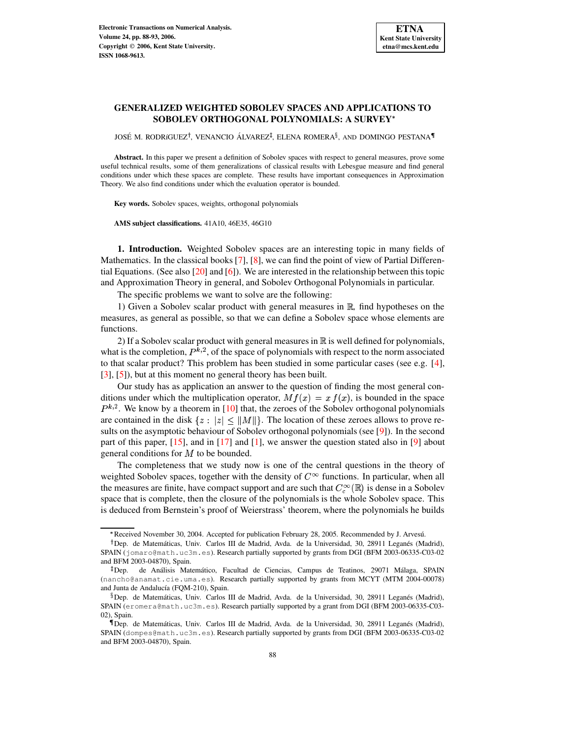# GENERALIZED WEIGHTED SOBOLEV SPACES AND APPLICATIONS TO SOBOLEV ORTHOGONAL POLYNOMIALS: A SURVEY*

JOSÉ M. RODRíGUEZ†, VENANCIO ÁLVAREZ‡, ELENA ROMERA§, AND DOMINGO PESTANA¶

**Abstract.** In this paper we present a definition of Sobolev spaces with respect to general measures, prove some useful technical results, some of them generalizations of classical results with Lebesgue measure and find general conditions under which these spaces are complete. These results have important consequences in Approximation Theory. We also find conditions under which the evaluation operator is bounded.

**Key words.** Sobolev spaces, weights, orthogonal polynomials

**AMS subject classifications.** 41A10, 46E35, 46G10

**1. Introduction.** Weighted Sobolev spaces are an interesting topic in many fields of Mathematics. In the classical books [7], [8], we can find the point of view of Partial Differential Equations. (See also [20] and [6]). We are interested in the relationship between this topic and Approximation Theory in general, and Sobolev Orthogonal Polynomials in particular.

The specific problems we want to solve are the following:

1) Given a Sobolev scalar product with general measures in $\mathbb{R}$, find hypotheses on the measures, as general as possible, so that we can define a Sobolev space whose elements are functions.

2) If a Sobolev scalar product with general measures in $\mathbb{R}$ is well defined for polynomials, what is the completion, $P^{k,2}$, of the space of polynomials with respect to the norm associated to that scalar product? This problem has been studied in some particular cases (see e.g. [4], [3], [5]), but at this moment no general theory has been built.

Our study has as application an answer to the question of finding the most general conditions under which the multiplication operator, $Mf(x) = x\,f(x)$, is bounded in the space $P^{k,2}$. We know by a theorem in [10] that, the zeroes of the Sobolev orthogonal polynomials are contained in the disk $\{z : |z| \le \|M\|\}$. The location of these zeroes allows to prove results on the asymptotic behaviour of Sobolev orthogonal polynomials (see [9]). In the second part of this paper, [15], and in [17] and [1], we answer the question stated also in [9] about general conditions for $M$ to be bounded.

The completeness that we study now is one of the central questions in the theory of weighted Sobolev spaces, together with the density of $C^\infty$ functions. In particular, when all the measures are finite, have compact support and are such that $C_c^\infty(\mathbb{R})$ is dense in a Sobolev space that is complete, then the closure of the polynomials is the whole Sobolev space. This is deduced from Bernstein's proof of Weierstrass' theorem, where the polynomials he builds

---

*Received November 30, 2004. Accepted for publication February 28, 2005. Recommended by J. Arvesú.

†Dep. de Matemáticas, Univ. Carlos III de Madrid, Avda. de la Universidad, 30, 28911 Leganés (Madrid), SPAIN (jomaro@math.uc3m.es). Research partially supported by grants from DGI (BFM 2003-06335-C03-02 and BFM 2003-04870), Spain.

‡Dep. de Análisis Matemático, Facultad de Ciencias, Campus de Teatinos, 29071 Málaga, SPAIN (nancho@anamat.cie.uma.es). Research partially supported by grants from MCYT (MTM 2004-00078) and Junta de Andalucía (FQM-210), Spain.

§Dep. de Matemáticas, Univ. Carlos III de Madrid, Avda. de la Universidad, 30, 28911 Leganés (Madrid), SPAIN (eromera@math.uc3m.es). Research partially supported by a grant from DGI (BFM 2003-06335-C03-02), Spain.

¶Dep. de Matemáticas, Univ. Carlos III de Madrid, Avda. de la Universidad, 30, 28911 Leganés (Madrid), SPAIN (dompes@math.uc3m.es). Research partially supported by grants from DGI (BFM 2003-06335-C03-02 and BFM 2003-04870), Spain.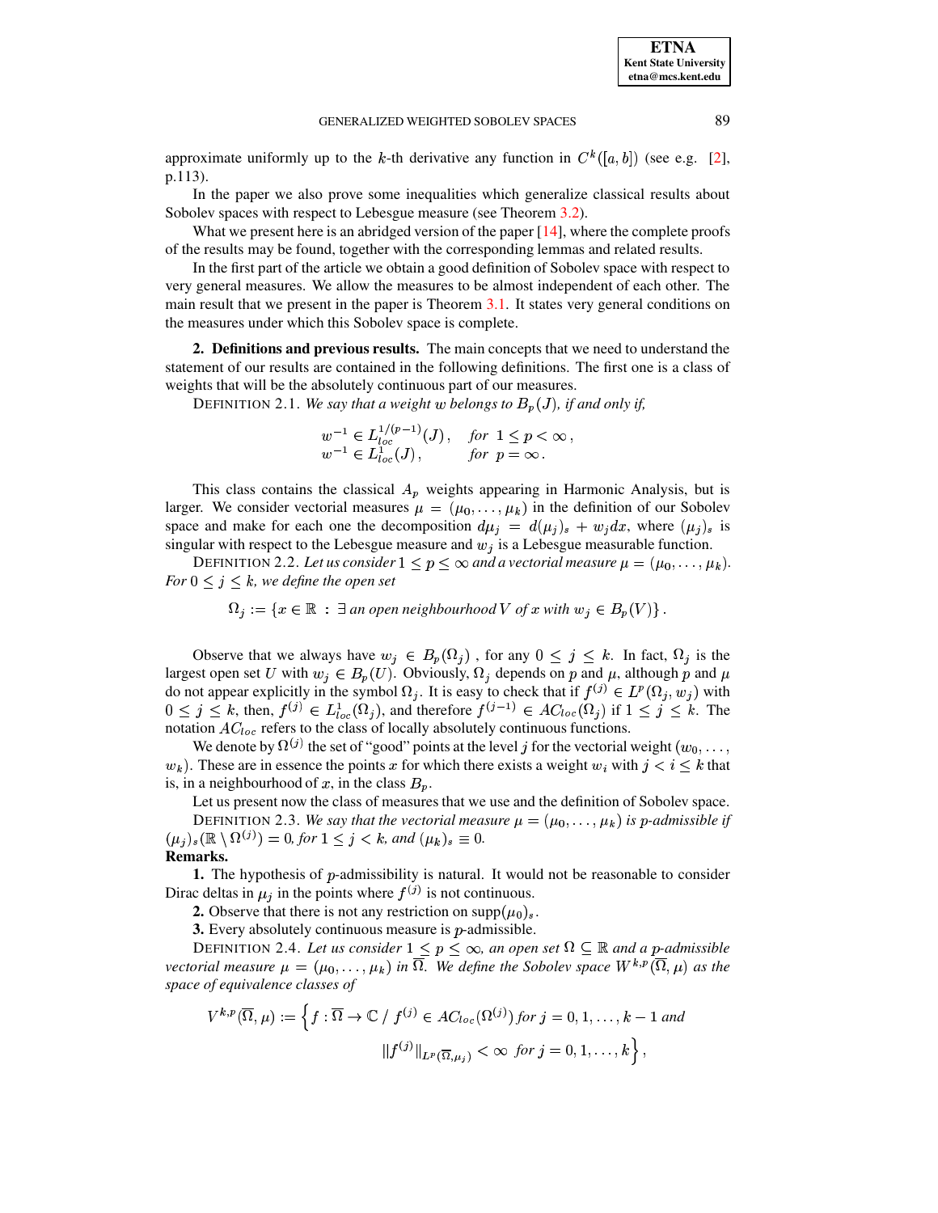approximate uniformly up to the $k$-th derivative any function in $C^k([a,b])$ (see e.g. [2], p.113).

In the paper we also prove some inequalities which generalize classical results about Sobolev spaces with respect to Lebesgue measure (see Theorem 3.2).

What we present here is an abridged version of the paper [14], where the complete proofs of the results may be found, together with the corresponding lemmas and related results.

In the first part of the article we obtain a good definition of Sobolev space with respect to very general measures. We allow the measures to be almost independent of each other. The main result that we present in the paper is Theorem 3.1. It states very general conditions on the measures under which this Sobolev space is complete.

**2. Definitions and previous results.** The main concepts that we need to understand the statement of our results are contained in the following definitions. The first one is a class of weights that will be the absolutely continuous part of our measures.

DEFINITION 2.1. *We say that a weight $w$ belongs to $B_p(J)$, if and only if,*

$$
\begin{aligned}
&w^{-1} \in L^{1/(p-1)}_{loc}(J)\,, \quad &&\text{for } 1 \le p < \infty\,,\\
&w^{-1} \in L^{1}_{loc}(J)\,, &&\text{for } p = \infty\,.
\end{aligned}
$$

This class contains the classical $A_p$ weights appearing in Harmonic Analysis, but is larger. We consider vectorial measures $\mu = (\mu_0, \dots, \mu_k)$ in the definition of our Sobolev space and make for each one the decomposition $d\mu_j = d(\mu_j)_s + w_j dx$, where $(\mu_j)_s$ is singular with respect to the Lebesgue measure and $w_j$ is a Lebesgue measurable function.

DEFINITION 2.2. *Let us consider $1 \le p \le \infty$ and a vectorial measure $\mu = (\mu_0, \dots, \mu_k)$. For $0 \le j \le k$, we define the open set*

$$
\Omega_j := \{x \in \mathbb{R} \,:\, \exists \text{ an open neighbourhood } V \text{ of } x \text{ with } w_j \in B_p(V)\}\,.
$$

Observe that we always have $w_j \in B_p(\Omega_j)$ , for any $0 \le j \le k$. In fact, $\Omega_j$ is the largest open set $U$ with $w_j \in B_p(U)$. Obviously, $\Omega_j$ depends on $p$ and $\mu$, although $p$ and $\mu$ do not appear explicitly in the symbol $\Omega_j$. It is easy to check that if $f^{(j)} \in L^p(\Omega_j, w_j)$ with $0 \le j \le k$, then, $f^{(j)} \in L^1_{loc}(\Omega_j)$, and therefore $f^{(j-1)} \in AC_{loc}(\Omega_j)$ if $1 \le j \le k$. The notation $AC_{loc}$ refers to the class of locally absolutely continuous functions.

We denote by $\Omega^{(j)}$ the set of "good" points at the level $j$ for the vectorial weight $(w_0, \dots, w_k)$. These are in essence the points $x$ for which there exists a weight $w_i$ with $j < i \le k$ that is, in a neighbourhood of $x$, in the class $B_p$.

Let us present now the class of measures that we use and the definition of Sobolev space.

DEFINITION 2.3. *We say that the vectorial measure $\mu = (\mu_0, \dots, \mu_k)$ is $p$-admissible if $(\mu_j)_s(\mathbb{R} \setminus \Omega^{(j)}) = 0$, for $1 \le j < k$, and $(\mu_k)_s \equiv 0$.*

**Remarks.**

**1.** The hypothesis of $p$-admissibility is natural. It would not be reasonable to consider Dirac deltas in $\mu_j$ in the points where $f^{(j)}$ is not continuous.

**2.** Observe that there is not any restriction on $\operatorname{supp}(\mu_0)_s$.

**3.** Every absolutely continuous measure is $p$-admissible.

DEFINITION 2.4. *Let us consider $1 \le p \le \infty$, an open set $\Omega \subseteq \mathbb{R}$ and a $p$-admissible vectorial measure $\mu = (\mu_0, \dots, \mu_k)$ in $\overline{\Omega}$. We define the Sobolev space $W^{k,p}(\overline{\Omega}, \mu)$ as the space of equivalence classes of*

$$
V^{k,p}(\overline{\Omega}, \mu) := \Big\{ f : \overline{\Omega} \to \mathbb{C} \,/\, f^{(j)} \in AC_{loc}(\Omega^{(j)}) \text{ for } j = 0, 1, \dots, k-1 \text{ and } \\ \|f^{(j)}\|_{L^p(\overline{\Omega}, \mu_j)} < \infty \text{ for } j = 0, 1, \dots, k \Big\}\,,
$$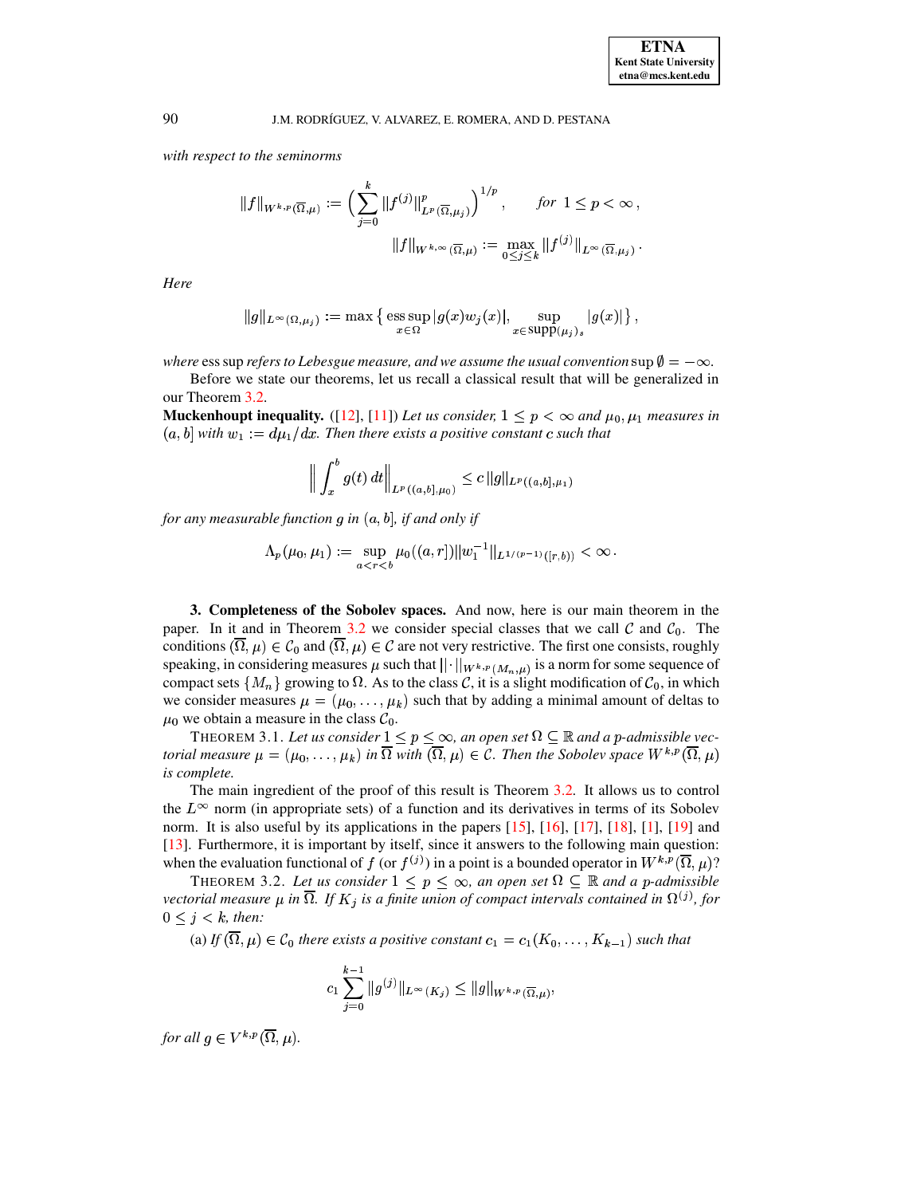*with respect to the seminorms*

$$\|f\|_{W^{k,p}(\overline{\Omega},\mu)} := \Big( \sum_{j=0}^{k} \|f^{(j)}\|^p_{L^p(\overline{\Omega},\mu_j)} \Big)^{1/p} , \qquad \textit{for } 1 \le p < \infty \, ,$$

$$\|f\|_{W^{k,\infty}(\overline{\Omega},\mu)} := \max_{0\le j\le k} \|f^{(j)}\|_{L^\infty(\overline{\Omega},\mu_j)} \, .$$

*Here*

$$\|g\|_{L^\infty(\Omega,\mu_j)} := \max \big\{ \operatorname*{ess\,sup}_{x\in\Omega} |g(x) w_j(x)|, \sup_{x\in \operatorname{supp}(\mu_j)_s} |g(x)| \big\} \, ,$$

*where* ess sup *refers to Lebesgue measure, and we assume the usual convention* $\sup\emptyset = -\infty$.

Before we state our theorems, let us recall a classical result that will be generalized in our Theorem 3.2.

**Muckenhoupt inequality.** ([12], [11]) *Let us consider,* $1 \le p < \infty$ *and* $\mu_0, \mu_1$ *measures in* $(a, b]$ *with* $w_1 := d\mu_1/dx$*. Then there exists a positive constant* $c$ *such that*

$$\Big\| \int_x^b g(t)\, dt \Big\|_{L^p((a,b],\mu_0)} \le c\, \|g\|_{L^p((a,b],\mu_1)}$$

*for any measurable function* $g$ *in* $(a, b]$*, if and only if*

$$\Lambda_p(\mu_0, \mu_1) := \sup_{a<r<b} \mu_0((a, r]) \|w_1^{-1}\|_{L^{1/(p-1)}([r,b))} < \infty \, .$$

## 3. Completeness of the Sobolev spaces.

And now, here is our main theorem in the paper. In it and in Theorem 3.2 we consider special classes that we call $\mathcal{C}$ and $\mathcal{C}_0$. The conditions $(\overline{\Omega}, \mu) \in \mathcal{C}_0$ and $(\overline{\Omega}, \mu) \in \mathcal{C}$ are not very restrictive. The first one consists, roughly speaking, in considering measures $\mu$ such that $\|\cdot\|_{W^{k,p}(M_n,\mu)}$ is a norm for some sequence of compact sets $\{M_n\}$ growing to $\Omega$. As to the class $\mathcal{C}$, it is a slight modification of $\mathcal{C}_0$, in which we consider measures $\mu = (\mu_0, \dots, \mu_k)$ such that by adding a minimal amount of deltas to $\mu_0$ we obtain a measure in the class $\mathcal{C}_0$.

THEOREM 3.1. *Let us consider* $1 \le p \le \infty$*, an open set* $\Omega \subseteq \mathbb{R}$ *and a p-admissible vectorial measure* $\mu = (\mu_0, \dots, \mu_k)$ *in* $\overline{\Omega}$ *with* $(\overline{\Omega}, \mu) \in \mathcal{C}$*. Then the Sobolev space* $W^{k,p}(\overline{\Omega}, \mu)$ *is complete.*

The main ingredient of the proof of this result is Theorem 3.2. It allows us to control the $L^\infty$ norm (in appropriate sets) of a function and its derivatives in terms of its Sobolev norm. It is also useful by its applications in the papers [15], [16], [17], [18], [1], [19] and [13]. Furthermore, it is important by itself, since it answers to the following main question: when the evaluation functional of $f$ (or $f^{(j)}$) in a point is a bounded operator in $W^{k,p}(\overline{\Omega}, \mu)$?

THEOREM 3.2. *Let us consider* $1 \le p \le \infty$*, an open set* $\Omega \subseteq \mathbb{R}$ *and a p-admissible vectorial measure* $\mu$ *in* $\overline{\Omega}$*. If* $K_j$ *is a finite union of compact intervals contained in* $\Omega^{(j)}$*, for* $0 \le j < k$*, then:*

(a) *If* $(\overline{\Omega}, \mu) \in \mathcal{C}_0$ *there exists a positive constant* $c_1 = c_1(K_0, \dots, K_{k-1})$ *such that*

$$c_1 \sum_{j=0}^{k-1} \|g^{(j)}\|_{L^\infty(K_j)} \le \|g\|_{W^{k,p}(\overline{\Omega},\mu)},$$

*for all* $g \in V^{k,p}(\overline{\Omega}, \mu)$*.*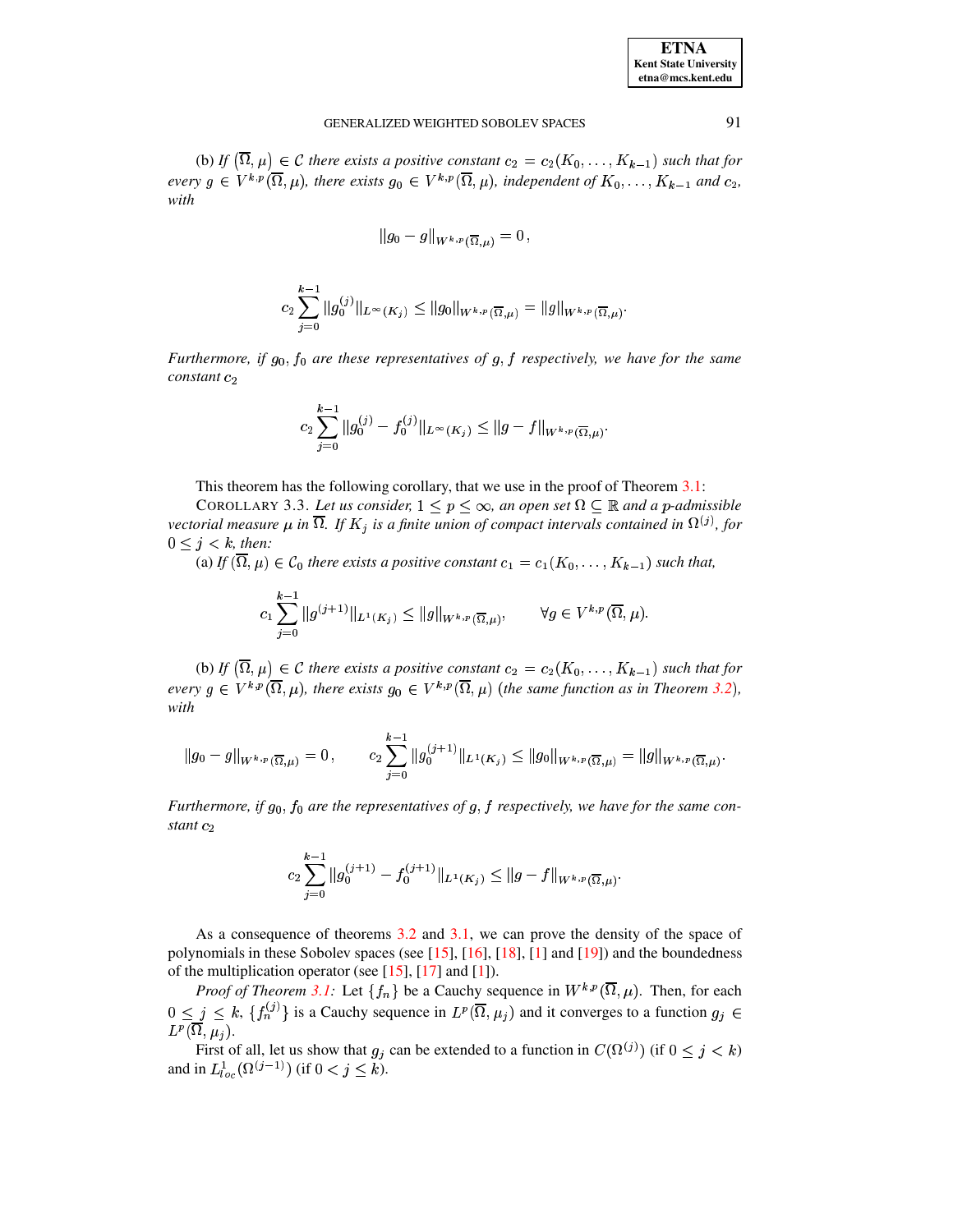(b) *If* $\left(\overline{\Omega},\mu\right) \in \mathcal{C}$ *there exists a positive constant* $c_2 = c_2(K_0,\dots,K_{k-1})$ *such that for every* $g \in V^{k,p}(\overline{\Omega},\mu)$*, there exists* $g_0 \in V^{k,p}(\overline{\Omega},\mu)$*, independent of* $K_0,\dots,K_{k-1}$ *and* $c_2$*, with*

$$\|g_0 - g\|_{W^{k,p}(\overline{\Omega},\mu)} = 0\,,$$

$$c_2 \sum_{j=0}^{k-1} \|g_0^{(j)}\|_{L^\infty(K_j)} \le \|g_0\|_{W^{k,p}(\overline{\Omega},\mu)} = \|g\|_{W^{k,p}(\overline{\Omega},\mu)}.$$

*Furthermore, if* $g_0, f_0$ *are these representatives of* $g, f$ *respectively, we have for the same constant* $c_2$

$$c_2 \sum_{j=0}^{k-1} \|g_0^{(j)} - f_0^{(j)}\|_{L^\infty(K_j)} \le \|g - f\|_{W^{k,p}(\overline{\Omega},\mu)}.$$

This theorem has the following corollary, that we use in the proof of Theorem 3.1:

COROLLARY 3.3. *Let us consider,* $1 \le p \le \infty$*, an open set* $\Omega \subseteq \mathbb{R}$ *and a* $p$*-admissible vectorial measure* $\mu$ *in* $\overline{\Omega}$*. If* $K_j$ *is a finite union of compact intervals contained in* $\Omega^{(j)}$*, for* $0 \le j < k$*, then:*

(a) *If* $(\overline{\Omega},\mu) \in \mathcal{C}_0$ *there exists a positive constant* $c_1 = c_1(K_0,\dots,K_{k-1})$ *such that,*

$$c_1 \sum_{j=0}^{k-1} \|g^{(j+1)}\|_{L^1(K_j)} \le \|g\|_{W^{k,p}(\overline{\Omega},\mu)}, \qquad \forall g \in V^{k,p}(\overline{\Omega},\mu).$$

(b) *If* $\left(\overline{\Omega},\mu\right) \in \mathcal{C}$ *there exists a positive constant* $c_2 = c_2(K_0,\dots,K_{k-1})$ *such that for every* $g \in V^{k,p}(\overline{\Omega},\mu)$*, there exists* $g_0 \in V^{k,p}(\overline{\Omega},\mu)$ *(the same function as in Theorem 3.2), with*

$$\|g_0 - g\|_{W^{k,p}(\overline{\Omega},\mu)} = 0\,, \qquad c_2 \sum_{j=0}^{k-1} \|g_0^{(j+1)}\|_{L^1(K_j)} \le \|g_0\|_{W^{k,p}(\overline{\Omega},\mu)} = \|g\|_{W^{k,p}(\overline{\Omega},\mu)}.$$

*Furthermore, if* $g_0, f_0$ *are the representatives of* $g, f$ *respectively, we have for the same constant* $c_2$

$$c_2 \sum_{j=0}^{k-1} \|g_0^{(j+1)} - f_0^{(j+1)}\|_{L^1(K_j)} \le \|g - f\|_{W^{k,p}(\overline{\Omega},\mu)}.$$

As a consequence of theorems 3.2 and 3.1, we can prove the density of the space of polynomials in these Sobolev spaces (see [15], [16], [18], [1] and [19]) and the boundedness of the multiplication operator (see [15], [17] and [1]).

*Proof of Theorem 3.1:* Let $\{f_n\}$ be a Cauchy sequence in $W^{k,p}(\overline{\Omega},\mu)$. Then, for each $0 \le j \le k$, $\{f_n^{(j)}\}$ is a Cauchy sequence in $L^p(\overline{\Omega},\mu_j)$ and it converges to a function $g_j \in L^p(\overline{\Omega},\mu_j)$.

First of all, let us show that $g_j$ can be extended to a function in $C(\Omega^{(j)})$ (if $0 \le j < k$) and in $L^1_{loc}(\Omega^{(j-1)})$ (if $0 < j \le k$).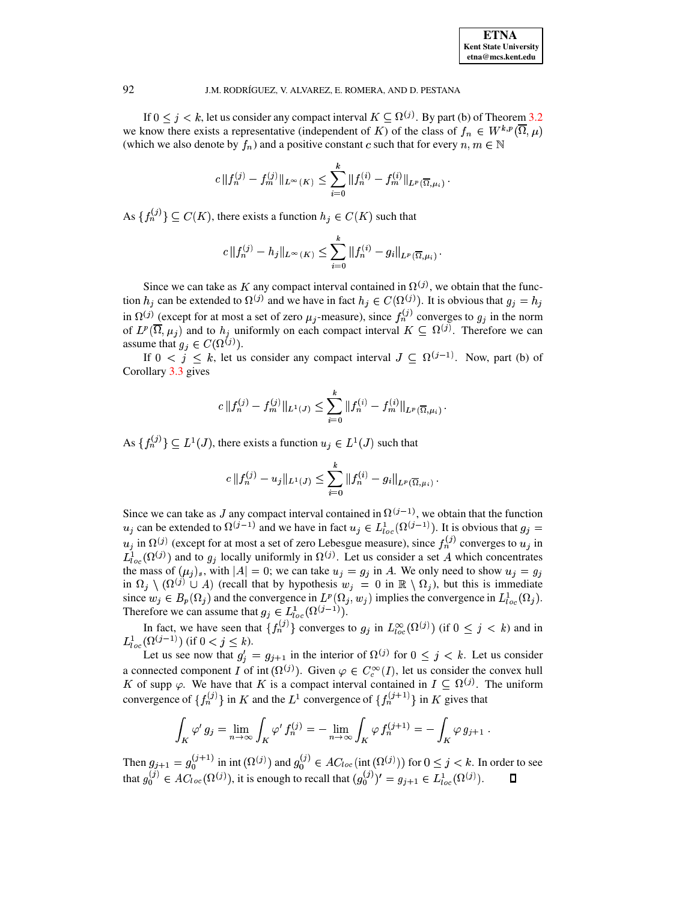If $0 \leq j < k$, let us consider any compact interval $K \subseteq \Omega^{(j)}$. By part (b) of Theorem 3.2 we know there exists a representative (independent of $K$) of the class of $f_n \in W^{k,p}(\overline{\Omega}, \mu)$ (which we also denote by $f_n$) and a positive constant $c$ such that for every $n, m \in \mathbb{N}$

$$c \, \| f_n^{(j)} - f_m^{(j)} \|_{L^\infty(K)} \leq \sum_{i=0}^{k} \| f_n^{(i)} - f_m^{(i)} \|_{L^p(\overline{\Omega}, \mu_i)} .$$

As $\{f_n^{(j)}\} \subseteq C(K)$, there exists a function $h_j \in C(K)$ such that

$$c \, \| f_n^{(j)} - h_j \|_{L^\infty(K)} \leq \sum_{i=0}^{k} \| f_n^{(i)} - g_i \|_{L^p(\overline{\Omega}, \mu_i)} .$$

Since we can take as $K$ any compact interval contained in $\Omega^{(j)}$, we obtain that the function $h_j$ can be extended to $\Omega^{(j)}$ and we have in fact $h_j \in C(\Omega^{(j)})$. It is obvious that $g_j = h_j$ in $\Omega^{(j)}$ (except for at most a set of zero $\mu_j$-measure), since $f_n^{(j)}$ converges to $g_j$ in the norm of $L^p(\overline{\Omega}, \mu_j)$ and to $h_j$ uniformly on each compact interval $K \subseteq \Omega^{(j)}$. Therefore we can assume that $g_j \in C(\Omega^{(j)})$.

If $0 < j \leq k$, let us consider any compact interval $J \subseteq \Omega^{(j-1)}$. Now, part (b) of Corollary 3.3 gives

$$c \, \| f_n^{(j)} - f_m^{(j)} \|_{L^1(J)} \leq \sum_{i=0}^{k} \| f_n^{(i)} - f_m^{(i)} \|_{L^p(\overline{\Omega}, \mu_i)} .$$

As $\{f_n^{(j)}\} \subseteq L^1(J)$, there exists a function $u_j \in L^1(J)$ such that

$$c \, \| f_n^{(j)} - u_j \|_{L^1(J)} \leq \sum_{i=0}^{k} \| f_n^{(i)} - g_i \|_{L^p(\overline{\Omega}, \mu_i)} .$$

Since we can take as $J$ any compact interval contained in $\Omega^{(j-1)}$, we obtain that the function $u_j$ can be extended to $\Omega^{(j-1)}$ and we have in fact $u_j \in L^1_{loc}(\Omega^{(j-1)})$. It is obvious that $g_j = u_j$ in $\Omega^{(j)}$ (except for at most a set of zero Lebesgue measure), since $f_n^{(j)}$ converges to $u_j$ in $L^1_{loc}(\Omega^{(j)})$ and to $g_j$ locally uniformly in $\Omega^{(j)}$. Let us consider a set $A$ which concentrates the mass of $(\mu_j)_s$, with $|A| = 0$; we can take $u_j = g_j$ in $A$. We only need to show $u_j = g_j$ in $\Omega_j \setminus (\Omega^{(j)} \cup A)$ (recall that by hypothesis $w_j = 0$ in $\mathbb{R} \setminus \Omega_j$), but this is immediate since $w_j \in B_p(\Omega_j)$ and the convergence in $L^p(\Omega_j, w_j)$ implies the convergence in $L^1_{loc}(\Omega_j)$. Therefore we can assume that $g_j \in L^1_{loc}(\Omega^{(j-1)})$.

In fact, we have seen that $\{f_n^{(j)}\}$ converges to $g_j$ in $L^\infty_{loc}(\Omega^{(j)})$ (if $0 \leq j < k$) and in $L^1_{loc}(\Omega^{(j-1)})$ (if $0 < j \leq k$).

Let us see now that $g_j' = g_{j+1}$ in the interior of $\Omega^{(j)}$ for $0 \leq j < k$. Let us consider a connected component $I$ of $\operatorname{int}(\Omega^{(j)})$. Given $\varphi \in C_c^\infty(I)$, let us consider the convex hull $K$ of $\operatorname{supp} \varphi$. We have that $K$ is a compact interval contained in $I \subseteq \Omega^{(j)}$. The uniform convergence of $\{f_n^{(j)}\}$ in $K$ and the $L^1$ convergence of $\{f_n^{(j+1)}\}$ in $K$ gives that

$$\int_K \varphi' \, g_j = \lim_{n \to \infty} \int_K \varphi' \, f_n^{(j)} = - \lim_{n \to \infty} \int_K \varphi \, f_n^{(j+1)} = - \int_K \varphi \, g_{j+1} .$$

Then $g_{j+1} = g_0^{(j+1)}$ in $\operatorname{int}(\Omega^{(j)})$ and $g_0^{(j)} \in AC_{loc}(\operatorname{int}(\Omega^{(j)}))$ for $0 \leq j < k$. In order to see that $g_0^{(j)} \in AC_{loc}(\Omega^{(j)})$, it is enough to recall that $(g_0^{(j)})' = g_{j+1} \in L^1_{loc}(\Omega^{(j)})$. $\square$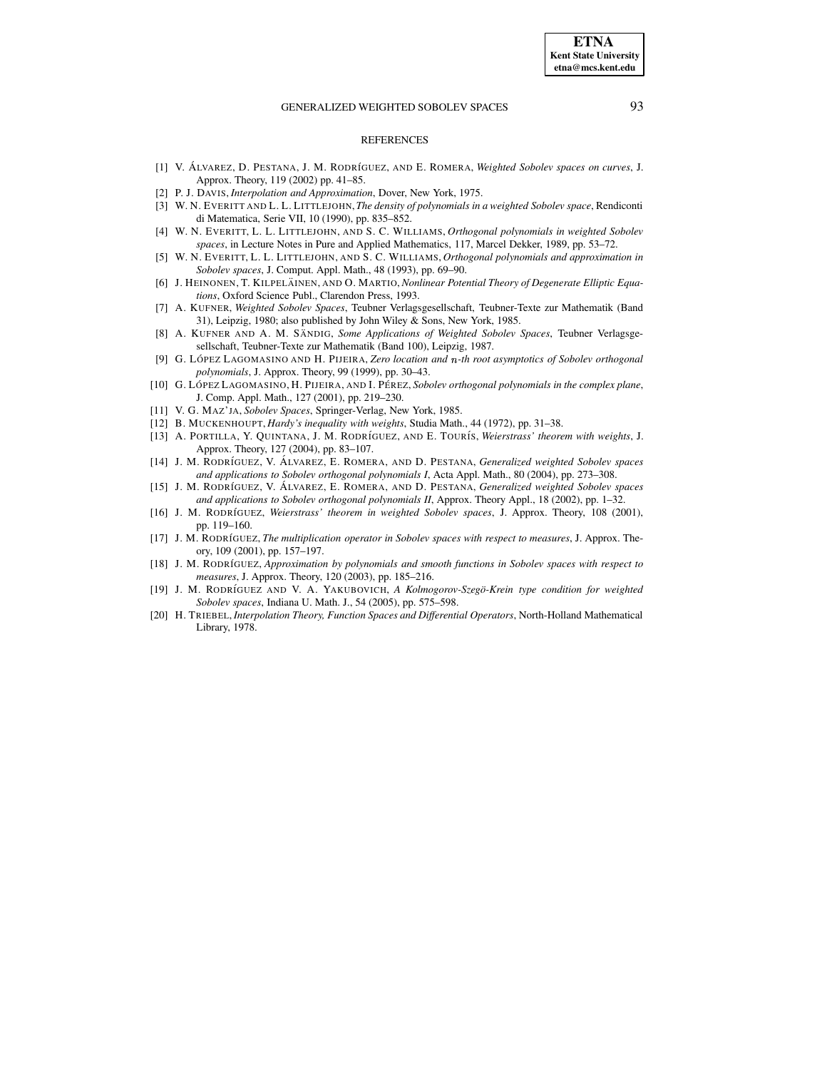## REFERENCES

[1] V. Álvarez, D. Pestana, J. M. Rodríguez, and E. Romera, *Weighted Sobolev spaces on curves*, J. Approx. Theory, 119 (2002) pp. 41–85.

[2] P. J. Davis, *Interpolation and Approximation*, Dover, New York, 1975.

[3] W. N. Everitt and L. L. Littlejohn, *The density of polynomials in a weighted Sobolev space*, Rendiconti di Matematica, Serie VII, 10 (1990), pp. 835–852.

[4] W. N. Everitt, L. L. Littlejohn, and S. C. Williams, *Orthogonal polynomials in weighted Sobolev spaces*, in Lecture Notes in Pure and Applied Mathematics, 117, Marcel Dekker, 1989, pp. 53–72.

[5] W. N. Everitt, L. L. Littlejohn, and S. C. Williams, *Orthogonal polynomials and approximation in Sobolev spaces*, J. Comput. Appl. Math., 48 (1993), pp. 69–90.

[6] J. Heinonen, T. Kilpeläinen, and O. Martio, *Nonlinear Potential Theory of Degenerate Elliptic Equations*, Oxford Science Publ., Clarendon Press, 1993.

[7] A. Kufner, *Weighted Sobolev Spaces*, Teubner Verlagsgesellschaft, Teubner-Texte zur Mathematik (Band 31), Leipzig, 1980; also published by John Wiley & Sons, New York, 1985.

[8] A. Kufner and A. M. Sändig, *Some Applications of Weighted Sobolev Spaces*, Teubner Verlagsgesellschaft, Teubner-Texte zur Mathematik (Band 100), Leipzig, 1987.

[9] G. López Lagomasino and H. Pijeira, *Zero location and $n$-th root asymptotics of Sobolev orthogonal polynomials*, J. Approx. Theory, 99 (1999), pp. 30–43.

[10] G. López Lagomasino, H. Pijeira, and I. Pérez, *Sobolev orthogonal polynomials in the complex plane*, J. Comp. Appl. Math., 127 (2001), pp. 219–230.

[11] V. G. Maz'ja, *Sobolev Spaces*, Springer-Verlag, New York, 1985.

[12] B. Muckenhoupt, *Hardy's inequality with weights*, Studia Math., 44 (1972), pp. 31–38.

[13] A. Portilla, Y. Quintana, J. M. Rodríguez, and E. Tourís, *Weierstrass' theorem with weights*, J. Approx. Theory, 127 (2004), pp. 83–107.

[14] J. M. Rodríguez, V. Álvarez, E. Romera, and D. Pestana, *Generalized weighted Sobolev spaces and applications to Sobolev orthogonal polynomials I*, Acta Appl. Math., 80 (2004), pp. 273–308.

[15] J. M. Rodríguez, V. Álvarez, E. Romera, and D. Pestana, *Generalized weighted Sobolev spaces and applications to Sobolev orthogonal polynomials II*, Approx. Theory Appl., 18 (2002), pp. 1–32.

[16] J. M. Rodríguez, *Weierstrass' theorem in weighted Sobolev spaces*, J. Approx. Theory, 108 (2001), pp. 119–160.

[17] J. M. Rodríguez, *The multiplication operator in Sobolev spaces with respect to measures*, J. Approx. Theory, 109 (2001), pp. 157–197.

[18] J. M. Rodríguez, *Approximation by polynomials and smooth functions in Sobolev spaces with respect to measures*, J. Approx. Theory, 120 (2003), pp. 185–216.

[19] J. M. Rodríguez and V. A. Yakubovich, *A Kolmogorov-Szegö-Krein type condition for weighted Sobolev spaces*, Indiana U. Math. J., 54 (2005), pp. 575–598.

[20] H. Triebel, *Interpolation Theory, Function Spaces and Differential Operators*, North-Holland Mathematical Library, 1978.